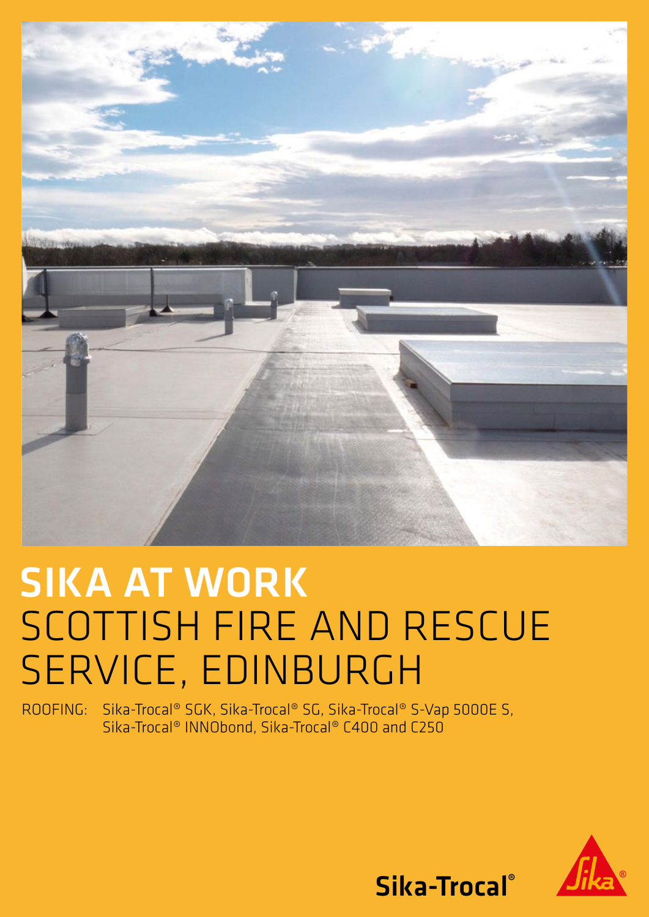# SIKA AT WORK
# SCOTTISH FIRE AND RESCUE SERVICE, EDINBURGH

ROOFING: Sika-Trocal® SGK, Sika-Trocal® SG, Sika-Trocal® S-Vap 5000E S, Sika-Trocal® INNObond, Sika-Trocal® C400 and C250

Sika-Trocal®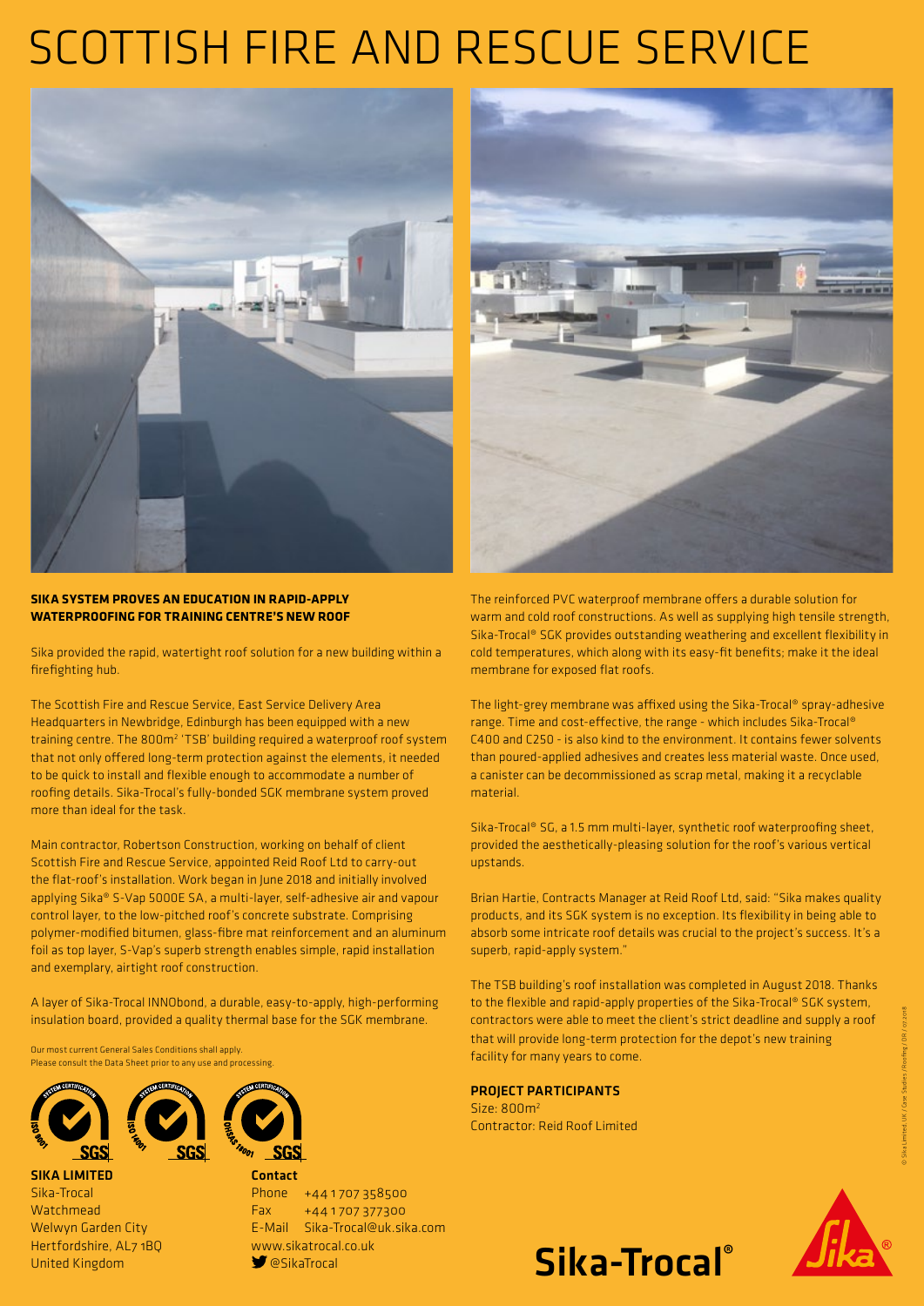# SCOTTISH FIRE AND RESCUE SERVICE

**SIKA SYSTEM PROVES AN EDUCATION IN RAPID-APPLY WATERPROOFING FOR TRAINING CENTRE'S NEW ROOF**

Sika provided the rapid, watertight roof solution for a new building within a firefighting hub.

The Scottish Fire and Rescue Service, East Service Delivery Area Headquarters in Newbridge, Edinburgh has been equipped with a new training centre. The 800m$^2$ 'TSB' building required a waterproof roof system that not only offered long-term protection against the elements, it needed to be quick to install and flexible enough to accommodate a number of roofing details. Sika-Trocal's fully-bonded SGK membrane system proved more than ideal for the task.

Main contractor, Robertson Construction, working on behalf of client Scottish Fire and Rescue Service, appointed Reid Roof Ltd to carry-out the flat-roof's installation. Work began in June 2018 and initially involved applying Sika® S-Vap 5000E SA, a multi-layer, self-adhesive air and vapour control layer, to the low-pitched roof's concrete substrate. Comprising polymer-modified bitumen, glass-fibre mat reinforcement and an aluminum foil as top layer, S-Vap's superb strength enables simple, rapid installation and exemplary, airtight roof construction.

A layer of Sika-Trocal INNObond, a durable, easy-to-apply, high-performing insulation board, provided a quality thermal base for the SGK membrane.

The reinforced PVC waterproof membrane offers a durable solution for warm and cold roof constructions. As well as supplying high tensile strength, Sika-Trocal® SGK provides outstanding weathering and excellent flexibility in cold temperatures, which along with its easy-fit benefits; make it the ideal membrane for exposed flat roofs.

The light-grey membrane was affixed using the Sika-Trocal® spray-adhesive range. Time and cost-effective, the range - which includes Sika-Trocal® C400 and C250 - is also kind to the environment. It contains fewer solvents than poured-applied adhesives and creates less material waste. Once used, a canister can be decommissioned as scrap metal, making it a recyclable material.

Sika-Trocal® SG, a 1.5 mm multi-layer, synthetic roof waterproofing sheet, provided the aesthetically-pleasing solution for the roof's various vertical upstands.

Brian Hartie, Contracts Manager at Reid Roof Ltd, said: "Sika makes quality products, and its SGK system is no exception. Its flexibility in being able to absorb some intricate roof details was crucial to the project's success. It's a superb, rapid-apply system."

The TSB building's roof installation was completed in August 2018. Thanks to the flexible and rapid-apply properties of the Sika-Trocal® SGK system, contractors were able to meet the client's strict deadline and supply a roof that will provide long-term protection for the depot's new training facility for many years to come.

**PROJECT PARTICIPANTS**

Size: 800m$^2$
Contractor: Reid Roof Limited

Our most current General Sales Conditions shall apply.
Please consult the Data Sheet prior to any use and processing.

**SIKA LIMITED**
Sika-Trocal
Watchmead
Welwyn Garden City
Hertfordshire, AL7 1BQ
United Kingdom

**Contact**
Phone +44 1707 358500
Fax +44 1707 377300
E-Mail Sika-Trocal@uk.sika.com
www.sikatrocal.co.uk
@SikaTrocal

Sika-Trocal®

© Sika Limited, UK / Case Studies / Roofing / DR / 07.2018